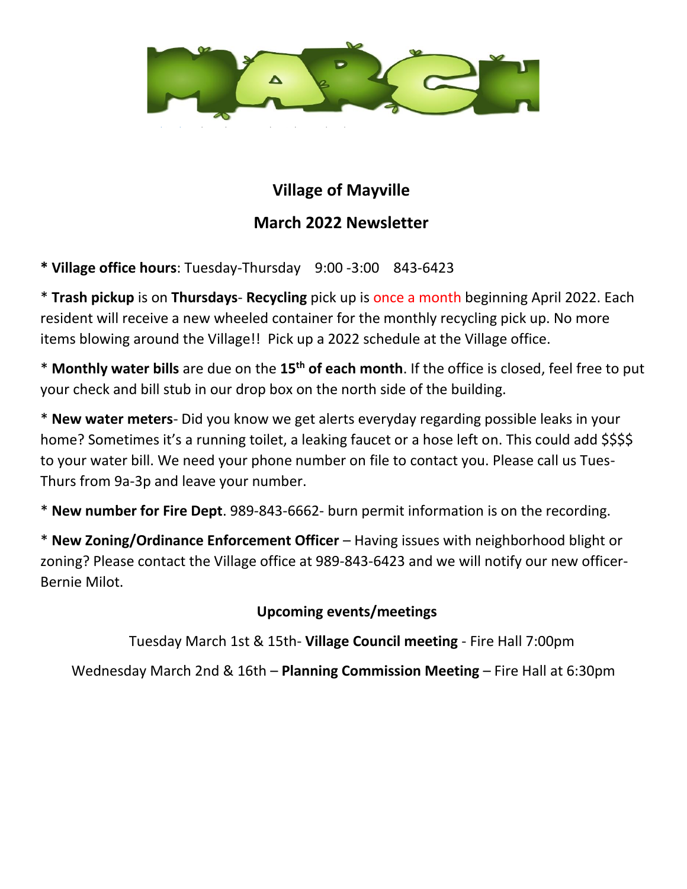# MARCH

## Village of Mayville

## March 2022 Newsletter

**\* Village office hours**: Tuesday-Thursday 9:00 -3:00 843-6423

\* **Trash pickup** is on **Thursdays**- **Recycling** pick up is once a month beginning April 2022. Each resident will receive a new wheeled container for the monthly recycling pick up. No more items blowing around the Village!! Pick up a 2022 schedule at the Village office.

\* **Monthly water bills** are due on the **15th of each month**. If the office is closed, feel free to put your check and bill stub in our drop box on the north side of the building.

\* **New water meters**- Did you know we get alerts everyday regarding possible leaks in your home? Sometimes it's a running toilet, a leaking faucet or a hose left on. This could add $$$$ to your water bill. We need your phone number on file to contact you. Please call us Tues-Thurs from 9a-3p and leave your number.

\* **New number for Fire Dept**. 989-843-6662- burn permit information is on the recording.

\* **New Zoning/Ordinance Enforcement Officer** – Having issues with neighborhood blight or zoning? Please contact the Village office at 989-843-6423 and we will notify our new officer- Bernie Milot.

### Upcoming events/meetings

Tuesday March 1st & 15th- **Village Council meeting** - Fire Hall 7:00pm

Wednesday March 2nd & 16th – **Planning Commission Meeting** – Fire Hall at 6:30pm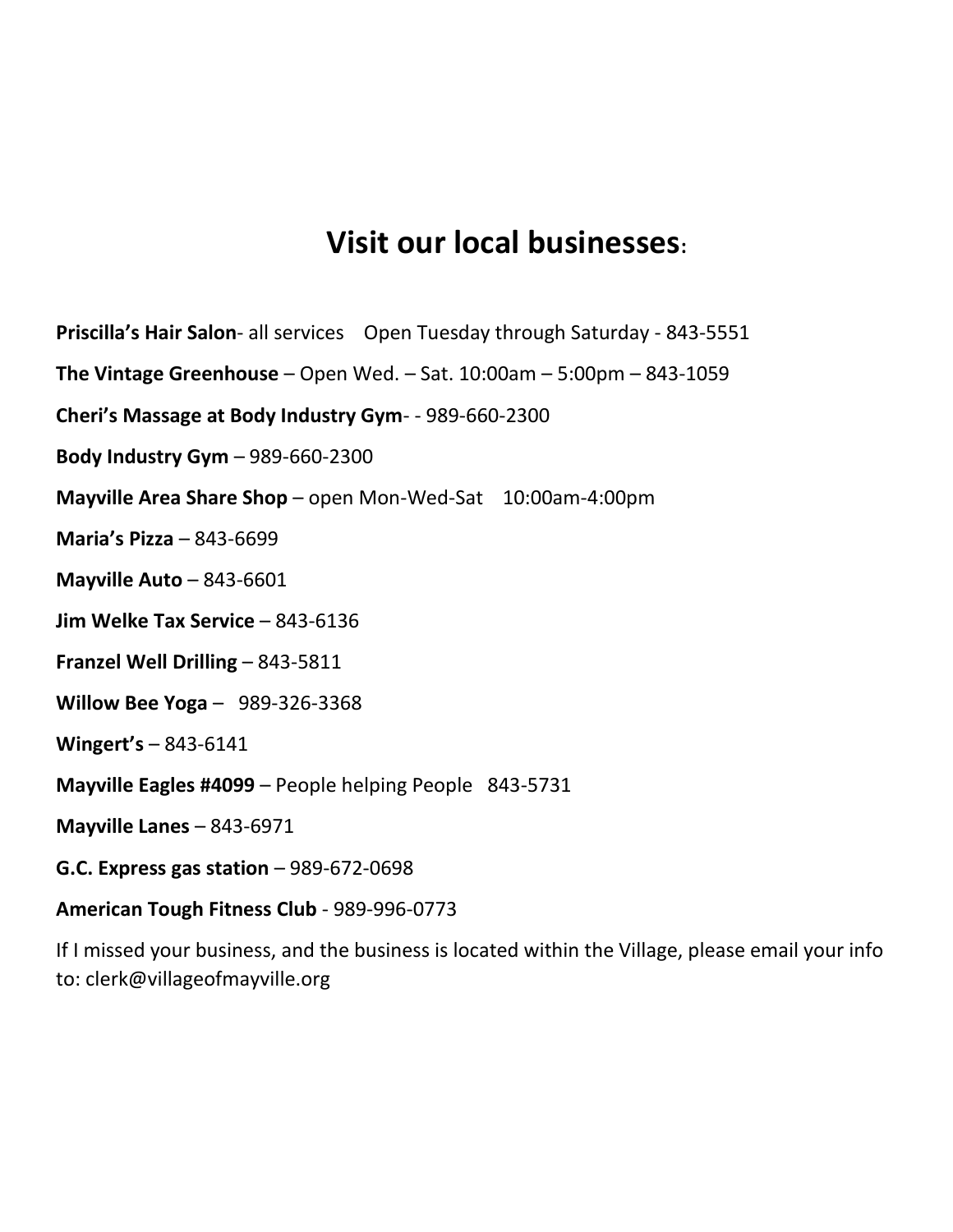# Visit our local businesses:

**Priscilla's Hair Salon**- all services Open Tuesday through Saturday - 843-5551

**The Vintage Greenhouse** – Open Wed. – Sat. 10:00am – 5:00pm – 843-1059

**Cheri's Massage at Body Industry Gym**- - 989-660-2300

**Body Industry Gym** – 989-660-2300

**Mayville Area Share Shop** – open Mon-Wed-Sat 10:00am-4:00pm

**Maria's Pizza** – 843-6699

**Mayville Auto** – 843-6601

**Jim Welke Tax Service** – 843-6136

**Franzel Well Drilling** – 843-5811

**Willow Bee Yoga** – 989-326-3368

**Wingert's** – 843-6141

**Mayville Eagles #4099** – People helping People 843-5731

**Mayville Lanes** – 843-6971

**G.C. Express gas station** – 989-672-0698

**American Tough Fitness Club** - 989-996-0773

If I missed your business, and the business is located within the Village, please email your info to: clerk@villageofmayville.org